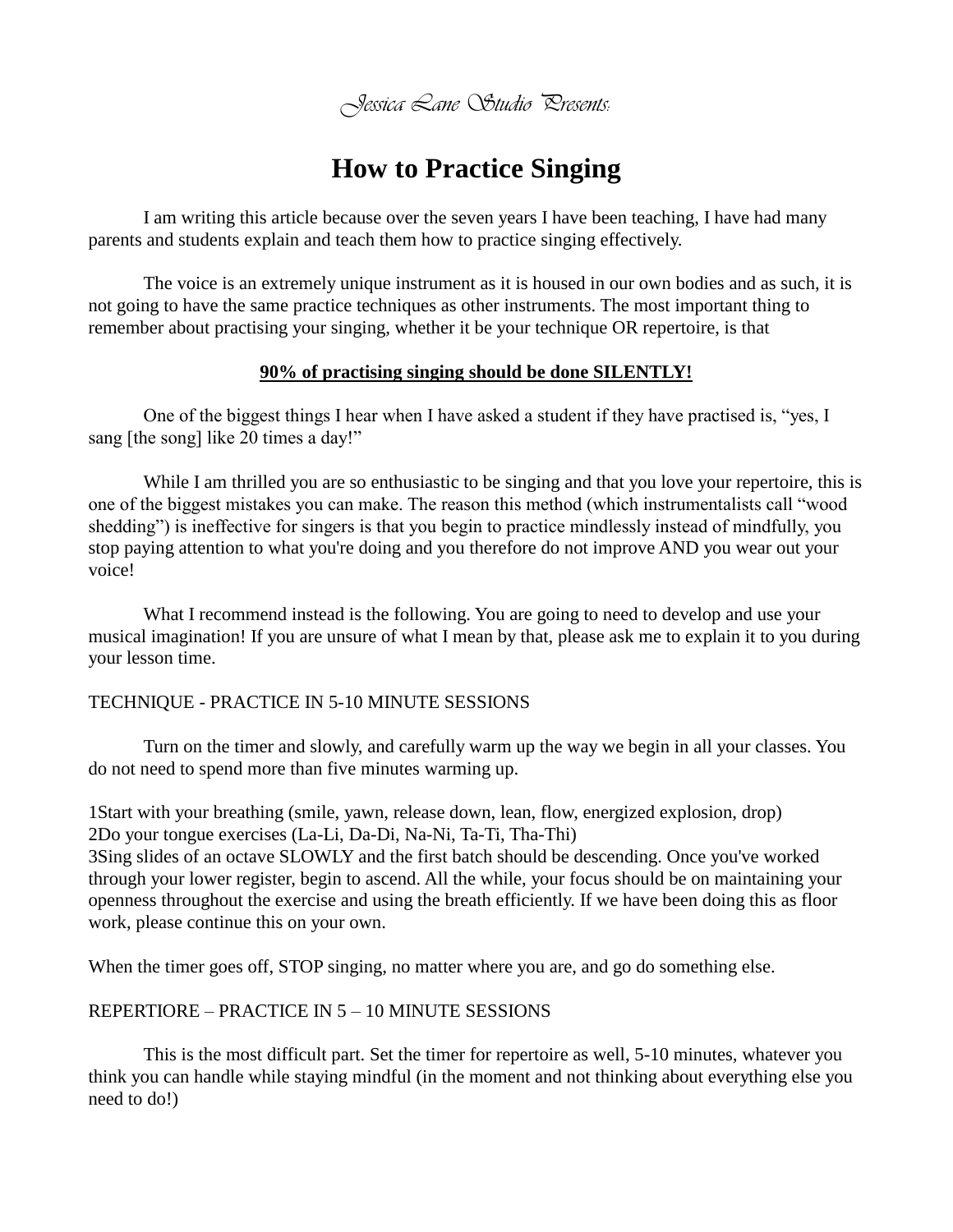*Jessica Lane Studio Presents:*

# How to Practice Singing

I am writing this article because over the seven years I have been teaching, I have had many parents and students explain and teach them how to practice singing effectively.

The voice is an extremely unique instrument as it is housed in our own bodies and as such, it is not going to have the same practice techniques as other instruments. The most important thing to remember about practising your singing, whether it be your technique OR repertoire, is that

**90% of practising singing should be done SILENTLY!**

One of the biggest things I hear when I have asked a student if they have practised is, "yes, I sang [the song] like 20 times a day!"

While I am thrilled you are so enthusiastic to be singing and that you love your repertoire, this is one of the biggest mistakes you can make. The reason this method (which instrumentalists call "wood shedding") is ineffective for singers is that you begin to practice mindlessly instead of mindfully, you stop paying attention to what you're doing and you therefore do not improve AND you wear out your voice!

What I recommend instead is the following. You are going to need to develop and use your musical imagination! If you are unsure of what I mean by that, please ask me to explain it to you during your lesson time.

TECHNIQUE - PRACTICE IN 5-10 MINUTE SESSIONS

Turn on the timer and slowly, and carefully warm up the way we begin in all your classes. You do not need to spend more than five minutes warming up.

1Start with your breathing (smile, yawn, release down, lean, flow, energized explosion, drop)
2Do your tongue exercises (La-Li, Da-Di, Na-Ni, Ta-Ti, Tha-Thi)
3Sing slides of an octave SLOWLY and the first batch should be descending. Once you've worked through your lower register, begin to ascend. All the while, your focus should be on maintaining your openness throughout the exercise and using the breath efficiently. If we have been doing this as floor work, please continue this on your own.

When the timer goes off, STOP singing, no matter where you are, and go do something else.

REPERTIORE – PRACTICE IN 5 – 10 MINUTE SESSIONS

This is the most difficult part. Set the timer for repertoire as well, 5-10 minutes, whatever you think you can handle while staying mindful (in the moment and not thinking about everything else you need to do!)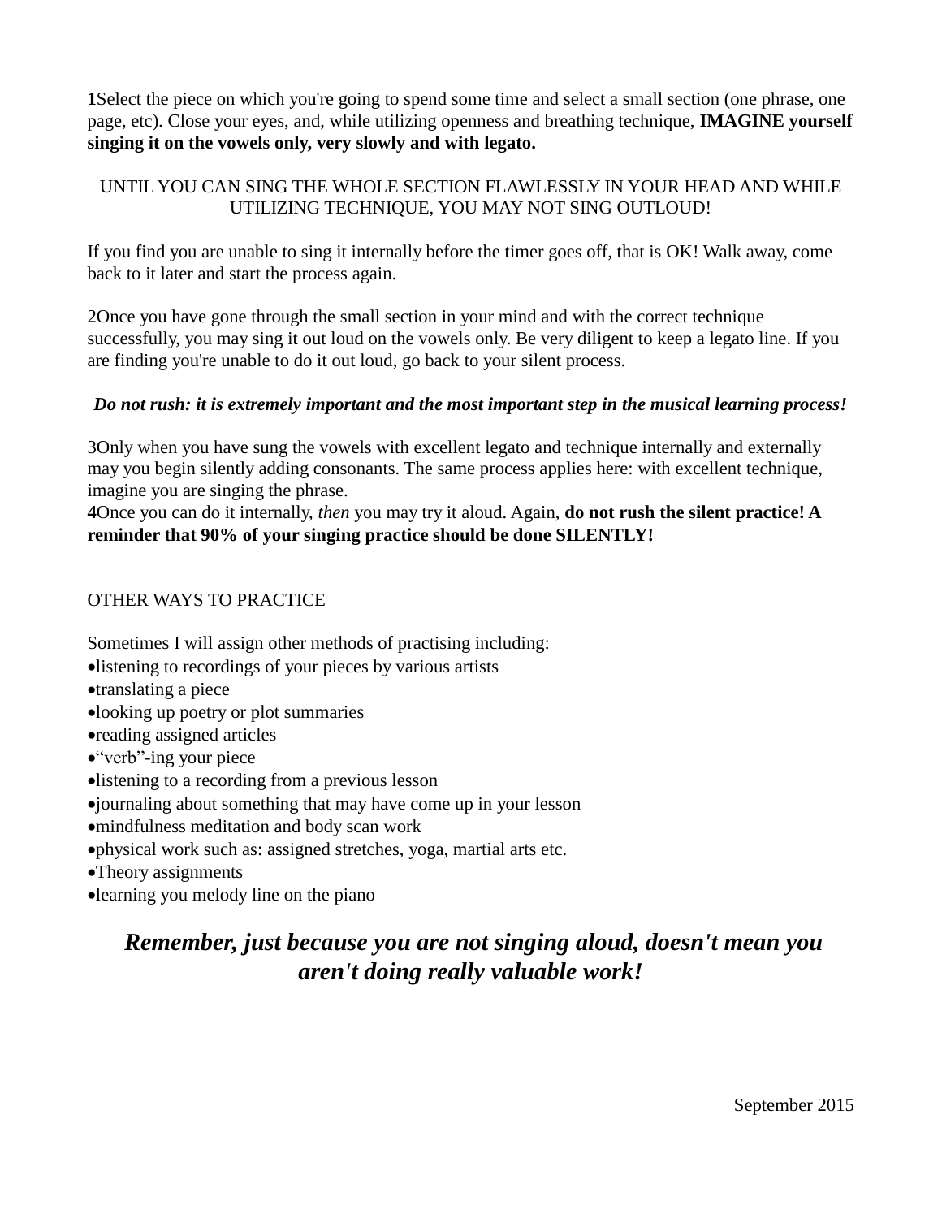**1**Select the piece on which you're going to spend some time and select a small section (one phrase, one page, etc). Close your eyes, and, while utilizing openness and breathing technique, **IMAGINE yourself singing it on the vowels only, very slowly and with legato.**

UNTIL YOU CAN SING THE WHOLE SECTION FLAWLESSLY IN YOUR HEAD AND WHILE UTILIZING TECHNIQUE, YOU MAY NOT SING OUTLOUD!

If you find you are unable to sing it internally before the timer goes off, that is OK! Walk away, come back to it later and start the process again.

2Once you have gone through the small section in your mind and with the correct technique successfully, you may sing it out loud on the vowels only. Be very diligent to keep a legato line. If you are finding you're unable to do it out loud, go back to your silent process.

***Do not rush: it is extremely important and the most important step in the musical learning process!***

3Only when you have sung the vowels with excellent legato and technique internally and externally may you begin silently adding consonants. The same process applies here: with excellent technique, imagine you are singing the phrase.

**4**Once you can do it internally, *then* you may try it aloud. Again, **do not rush the silent practice! A reminder that 90% of your singing practice should be done SILENTLY!**

OTHER WAYS TO PRACTICE

Sometimes I will assign other methods of practising including:

- listening to recordings of your pieces by various artists
- translating a piece
- looking up poetry or plot summaries
- reading assigned articles
- "verb"-ing your piece
- listening to a recording from a previous lesson
- journaling about something that may have come up in your lesson
- mindfulness meditation and body scan work
- physical work such as: assigned stretches, yoga, martial arts etc.
- Theory assignments
- learning you melody line on the piano

***Remember, just because you are not singing aloud, doesn't mean you aren't doing really valuable work!***

September 2015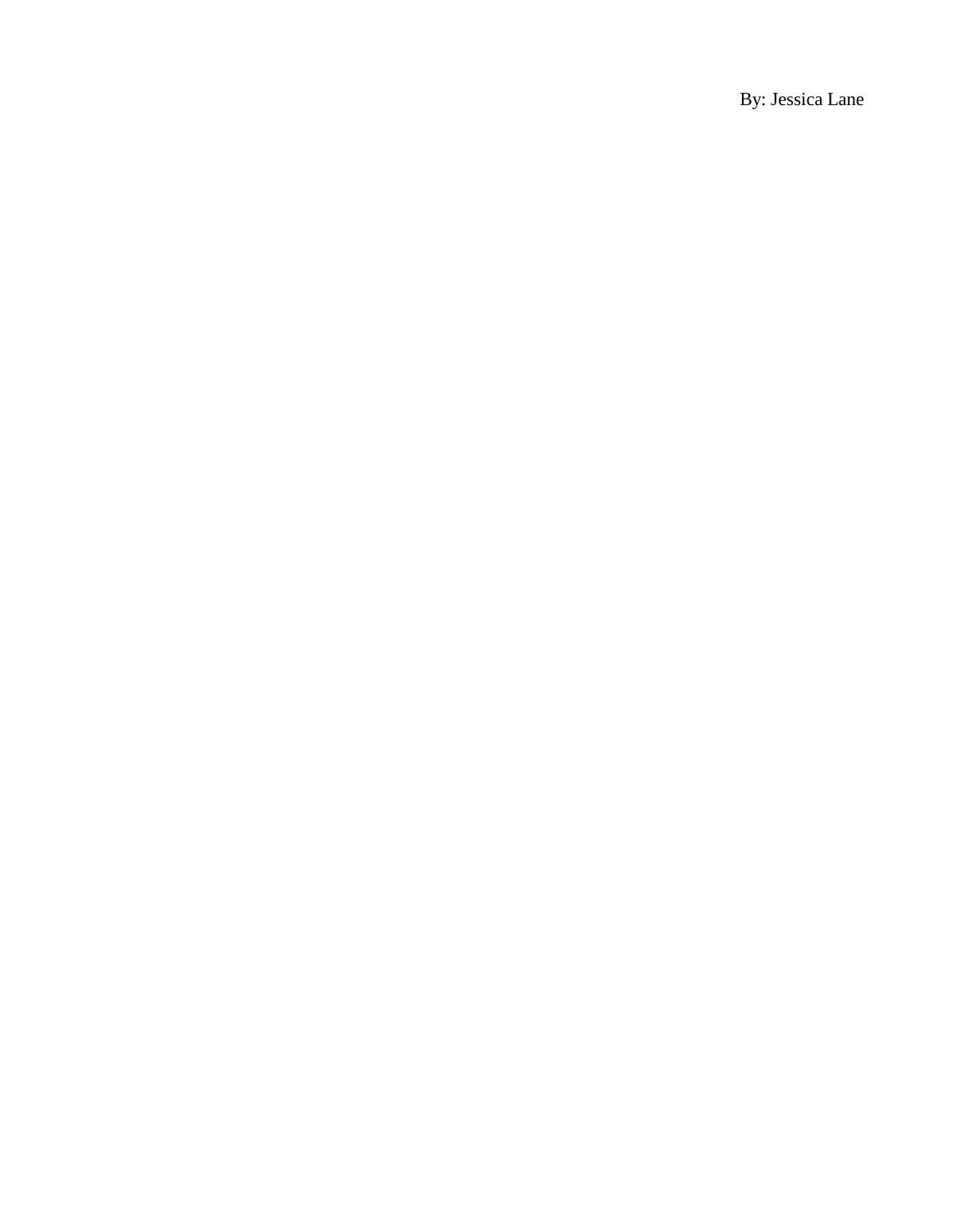By: Jessica Lane